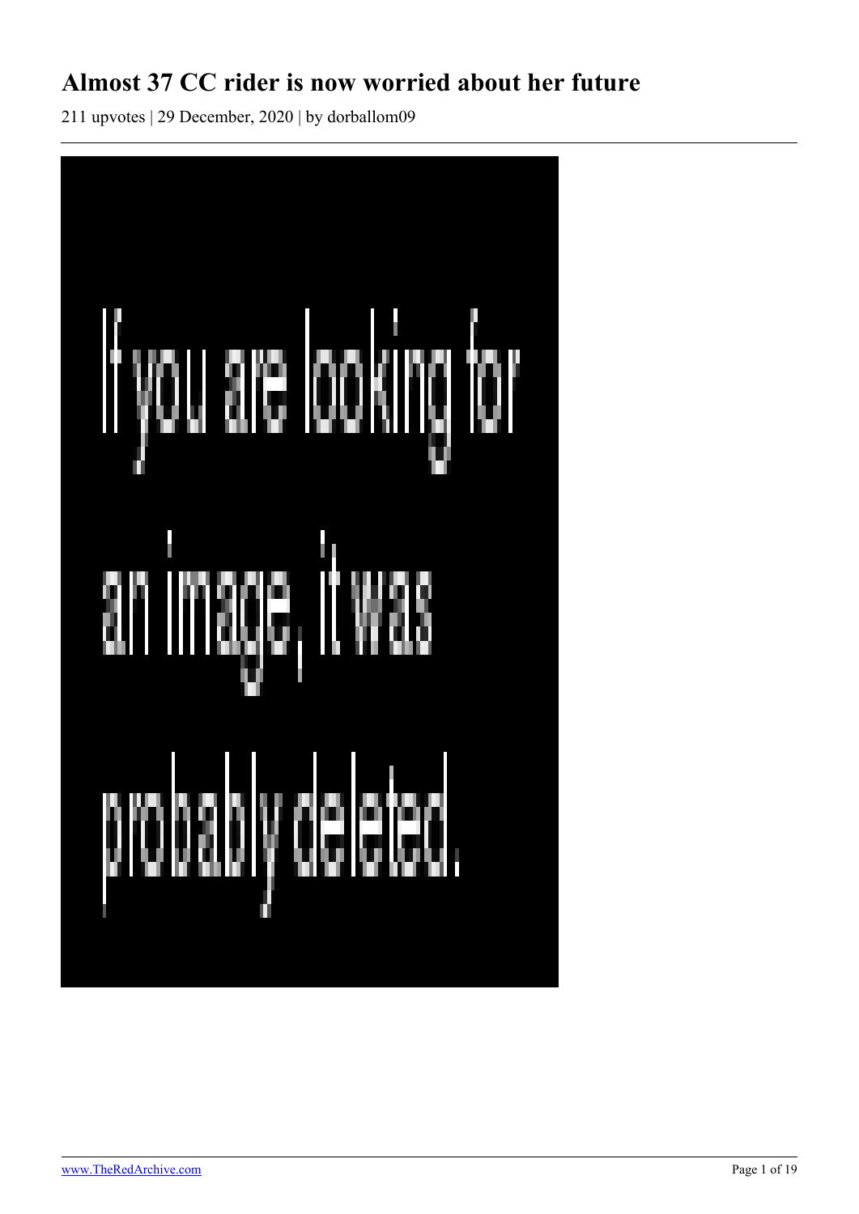# Almost 37 CC rider is now worried about her future

211 upvotes | 29 December, 2020 | by dorballom09

If you are looking for an image, it was probably deleted.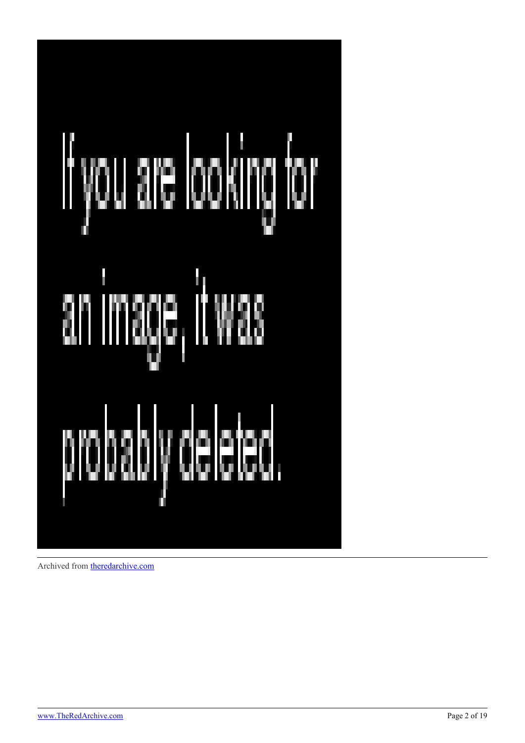If you are looking for an image, it was probably deleted.

Archived from [theredarchive.com](https://theredarchive.com)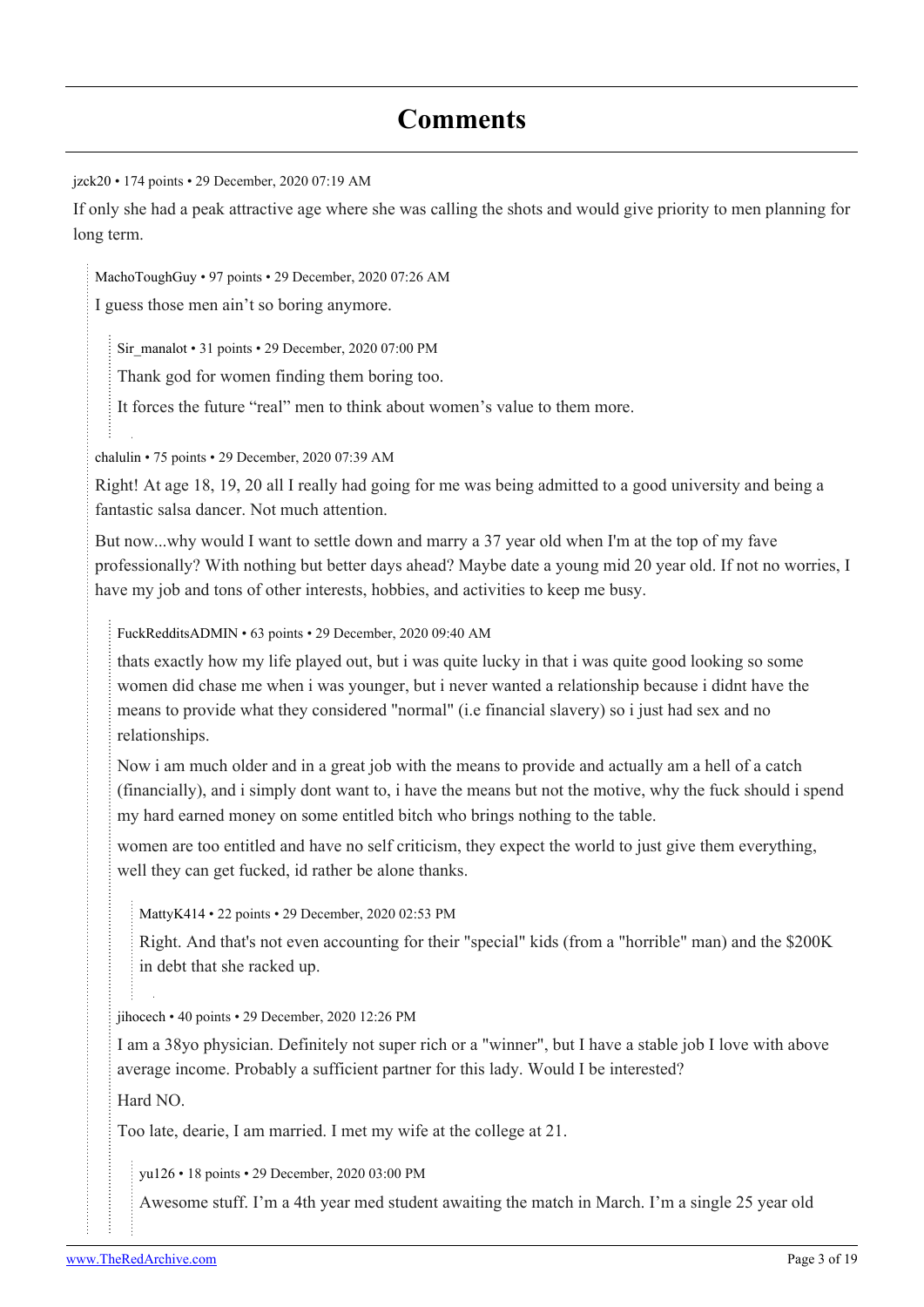# Comments

jzck20 • 174 points • 29 December, 2020 07:19 AM

If only she had a peak attractive age where she was calling the shots and would give priority to men planning for long term.

> MachoToughGuy • 97 points • 29 December, 2020 07:26 AM
>
> I guess those men ain't so boring anymore.
>
> > Sir_manalot • 31 points • 29 December, 2020 07:00 PM
> >
> > Thank god for women finding them boring too.
> >
> > It forces the future "real" men to think about women's value to them more.
>
> chalulin • 75 points • 29 December, 2020 07:39 AM
>
> Right! At age 18, 19, 20 all I really had going for me was being admitted to a good university and being a fantastic salsa dancer. Not much attention.
>
> But now...why would I want to settle down and marry a 37 year old when I'm at the top of my fave professionally? With nothing but better days ahead? Maybe date a young mid 20 year old. If not no worries, I have my job and tons of other interests, hobbies, and activities to keep me busy.
>
> > FuckRedditsADMIN • 63 points • 29 December, 2020 09:40 AM
> >
> > thats exactly how my life played out, but i was quite lucky in that i was quite good looking so some women did chase me when i was younger, but i never wanted a relationship because i didnt have the means to provide what they considered "normal" (i.e financial slavery) so i just had sex and no relationships.
> >
> > Now i am much older and in a great job with the means to provide and actually am a hell of a catch (financially), and i simply dont want to, i have the means but not the motive, why the fuck should i spend my hard earned money on some entitled bitch who brings nothing to the table.
> >
> > women are too entitled and have no self criticism, they expect the world to just give them everything, well they can get fucked, id rather be alone thanks.
> >
> > > MattyK414 • 22 points • 29 December, 2020 02:53 PM
> > >
> > > Right. And that's not even accounting for their "special" kids (from a "horrible" man) and the $200K in debt that she racked up.
> >
> > jihocech • 40 points • 29 December, 2020 12:26 PM
> >
> > I am a 38yo physician. Definitely not super rich or a "winner", but I have a stable job I love with above average income. Probably a sufficient partner for this lady. Would I be interested?
> >
> > Hard NO.
> >
> > Too late, dearie, I am married. I met my wife at the college at 21.
> >
> > > yu126 • 18 points • 29 December, 2020 03:00 PM
> > >
> > > Awesome stuff. I'm a 4th year med student awaiting the match in March. I'm a single 25 year old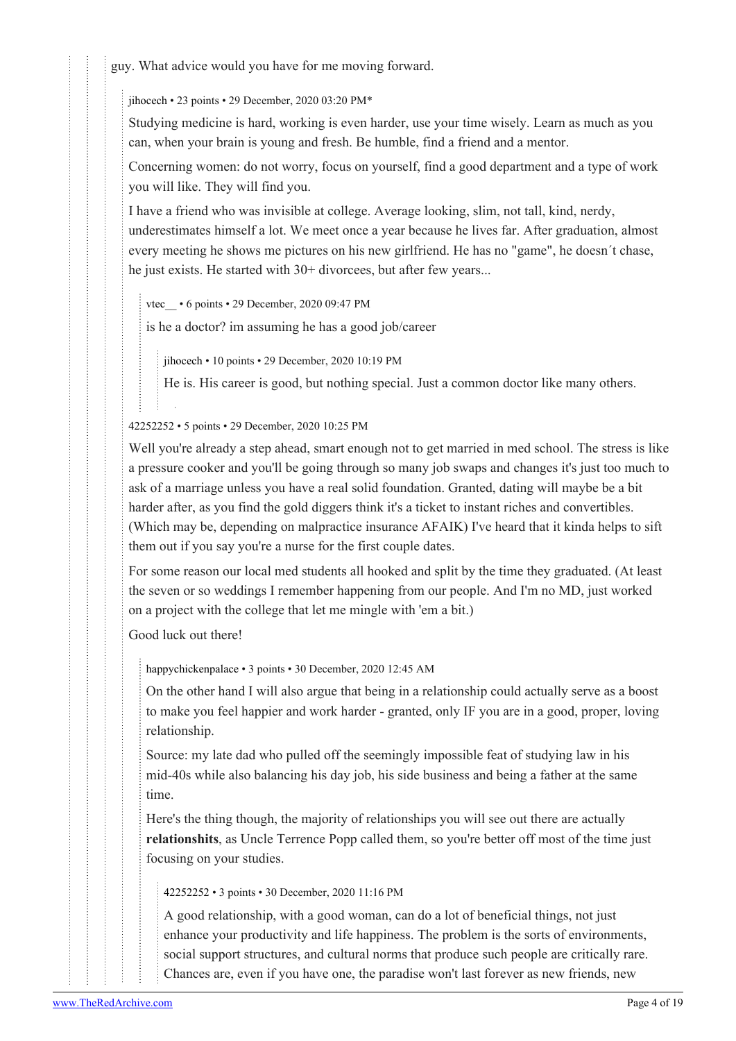guy. What advice would you have for me moving forward.

jihocech • 23 points • 29 December, 2020 03:20 PM*

Studying medicine is hard, working is even harder, use your time wisely. Learn as much as you can, when your brain is young and fresh. Be humble, find a friend and a mentor.

Concerning women: do not worry, focus on yourself, find a good department and a type of work you will like. They will find you.

I have a friend who was invisible at college. Average looking, slim, not tall, kind, nerdy, underestimates himself a lot. We meet once a year because he lives far. After graduation, almost every meeting he shows me pictures on his new girlfriend. He has no "game", he doesn´t chase, he just exists. He started with 30+ divorcees, but after few years...

vtec__ • 6 points • 29 December, 2020 09:47 PM

is he a doctor? im assuming he has a good job/career

jihocech • 10 points • 29 December, 2020 10:19 PM

He is. His career is good, but nothing special. Just a common doctor like many others.

42252252 • 5 points • 29 December, 2020 10:25 PM

Well you're already a step ahead, smart enough not to get married in med school. The stress is like a pressure cooker and you'll be going through so many job swaps and changes it's just too much to ask of a marriage unless you have a real solid foundation. Granted, dating will maybe be a bit harder after, as you find the gold diggers think it's a ticket to instant riches and convertibles. (Which may be, depending on malpractice insurance AFAIK) I've heard that it kinda helps to sift them out if you say you're a nurse for the first couple dates.

For some reason our local med students all hooked and split by the time they graduated. (At least the seven or so weddings I remember happening from our people. And I'm no MD, just worked on a project with the college that let me mingle with 'em a bit.)

Good luck out there!

happychickenpalace • 3 points • 30 December, 2020 12:45 AM

On the other hand I will also argue that being in a relationship could actually serve as a boost to make you feel happier and work harder - granted, only IF you are in a good, proper, loving relationship.

Source: my late dad who pulled off the seemingly impossible feat of studying law in his mid-40s while also balancing his day job, his side business and being a father at the same time.

Here's the thing though, the majority of relationships you will see out there are actually **relationshits**, as Uncle Terrence Popp called them, so you're better off most of the time just focusing on your studies.

42252252 • 3 points • 30 December, 2020 11:16 PM

A good relationship, with a good woman, can do a lot of beneficial things, not just enhance your productivity and life happiness. The problem is the sorts of environments, social support structures, and cultural norms that produce such people are critically rare. Chances are, even if you have one, the paradise won't last forever as new friends, new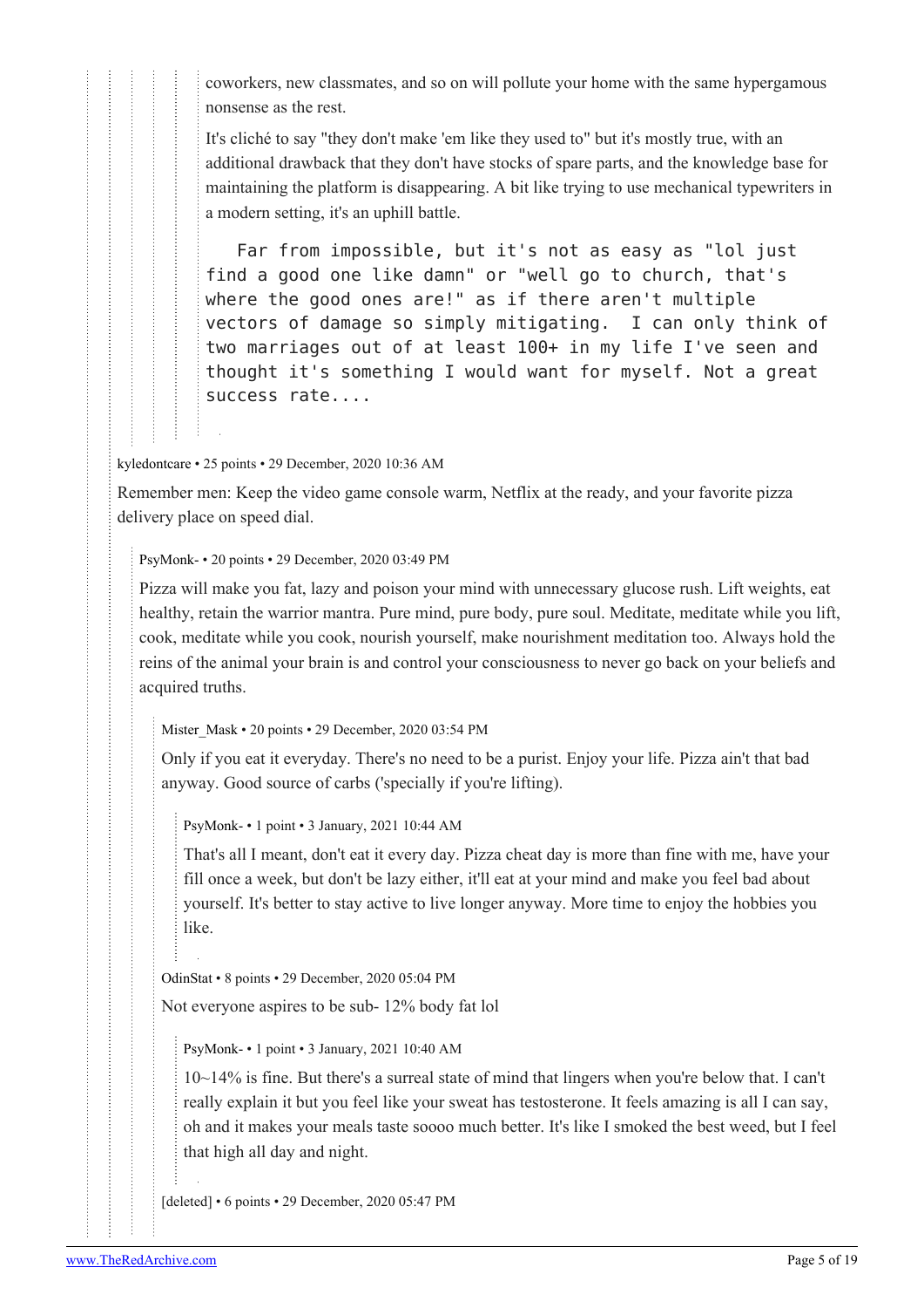coworkers, new classmates, and so on will pollute your home with the same hypergamous nonsense as the rest.

It's cliché to say "they don't make 'em like they used to" but it's mostly true, with an additional drawback that they don't have stocks of spare parts, and the knowledge base for maintaining the platform is disappearing. A bit like trying to use mechanical typewriters in a modern setting, it's an uphill battle.

```
Far from impossible, but it's not as easy as "lol just
find a good one like damn" or "well go to church, that's
where the good ones are!" as if there aren't multiple
vectors of damage so simply mitigating.  I can only think of
two marriages out of at least 100+ in my life I've seen and
thought it's something I would want for myself. Not a great
success rate....
```

kyledontcare • 25 points • 29 December, 2020 10:36 AM

Remember men: Keep the video game console warm, Netflix at the ready, and your favorite pizza delivery place on speed dial.

PsyMonk- • 20 points • 29 December, 2020 03:49 PM

Pizza will make you fat, lazy and poison your mind with unnecessary glucose rush. Lift weights, eat healthy, retain the warrior mantra. Pure mind, pure body, pure soul. Meditate, meditate while you lift, cook, meditate while you cook, nourish yourself, make nourishment meditation too. Always hold the reins of the animal your brain is and control your consciousness to never go back on your beliefs and acquired truths.

Mister_Mask • 20 points • 29 December, 2020 03:54 PM

Only if you eat it everyday. There's no need to be a purist. Enjoy your life. Pizza ain't that bad anyway. Good source of carbs ('specially if you're lifting).

PsyMonk- • 1 point • 3 January, 2021 10:44 AM

That's all I meant, don't eat it every day. Pizza cheat day is more than fine with me, have your fill once a week, but don't be lazy either, it'll eat at your mind and make you feel bad about yourself. It's better to stay active to live longer anyway. More time to enjoy the hobbies you like.

OdinStat • 8 points • 29 December, 2020 05:04 PM

Not everyone aspires to be sub- 12% body fat lol

PsyMonk- • 1 point • 3 January, 2021 10:40 AM

10~14% is fine. But there's a surreal state of mind that lingers when you're below that. I can't really explain it but you feel like your sweat has testosterone. It feels amazing is all I can say, oh and it makes your meals taste soooo much better. It's like I smoked the best weed, but I feel that high all day and night.

[deleted] • 6 points • 29 December, 2020 05:47 PM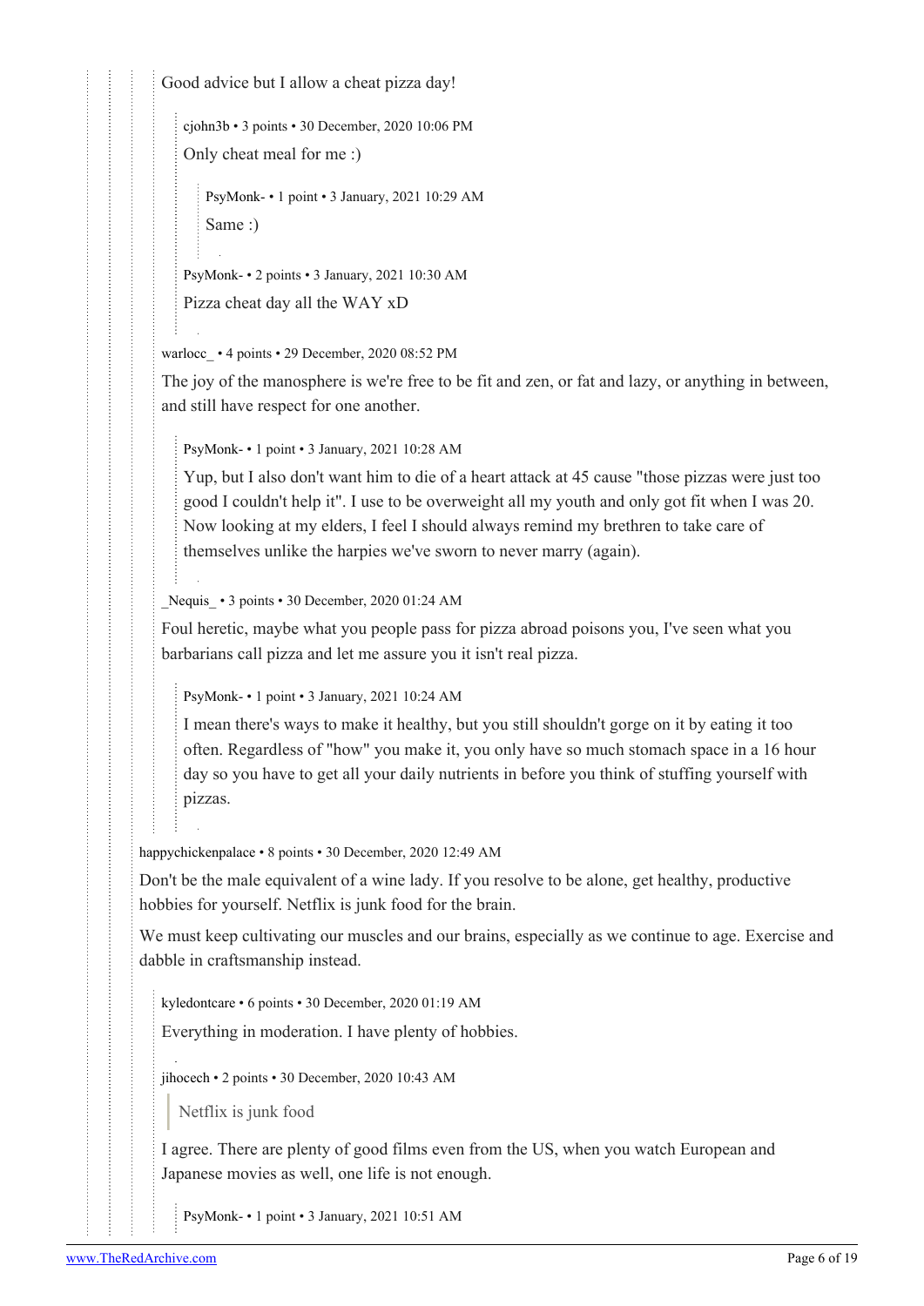Good advice but I allow a cheat pizza day!

cjohn3b • 3 points • 30 December, 2020 10:06 PM

Only cheat meal for me :)

PsyMonk- • 1 point • 3 January, 2021 10:29 AM

Same :)

PsyMonk- • 2 points • 3 January, 2021 10:30 AM

Pizza cheat day all the WAY xD

warlocc_ • 4 points • 29 December, 2020 08:52 PM

The joy of the manosphere is we're free to be fit and zen, or fat and lazy, or anything in between, and still have respect for one another.

PsyMonk- • 1 point • 3 January, 2021 10:28 AM

Yup, but I also don't want him to die of a heart attack at 45 cause "those pizzas were just too good I couldn't help it". I use to be overweight all my youth and only got fit when I was 20. Now looking at my elders, I feel I should always remind my brethren to take care of themselves unlike the harpies we've sworn to never marry (again).

_Nequis_ • 3 points • 30 December, 2020 01:24 AM

Foul heretic, maybe what you people pass for pizza abroad poisons you, I've seen what you barbarians call pizza and let me assure you it isn't real pizza.

PsyMonk- • 1 point • 3 January, 2021 10:24 AM

I mean there's ways to make it healthy, but you still shouldn't gorge on it by eating it too often. Regardless of "how" you make it, you only have so much stomach space in a 16 hour day so you have to get all your daily nutrients in before you think of stuffing yourself with pizzas.

happychickenpalace • 8 points • 30 December, 2020 12:49 AM

Don't be the male equivalent of a wine lady. If you resolve to be alone, get healthy, productive hobbies for yourself. Netflix is junk food for the brain.

We must keep cultivating our muscles and our brains, especially as we continue to age. Exercise and dabble in craftsmanship instead.

kyledontcare • 6 points • 30 December, 2020 01:19 AM

Everything in moderation. I have plenty of hobbies.

jihocech • 2 points • 30 December, 2020 10:43 AM

> Netflix is junk food

I agree. There are plenty of good films even from the US, when you watch European and Japanese movies as well, one life is not enough.

PsyMonk- • 1 point • 3 January, 2021 10:51 AM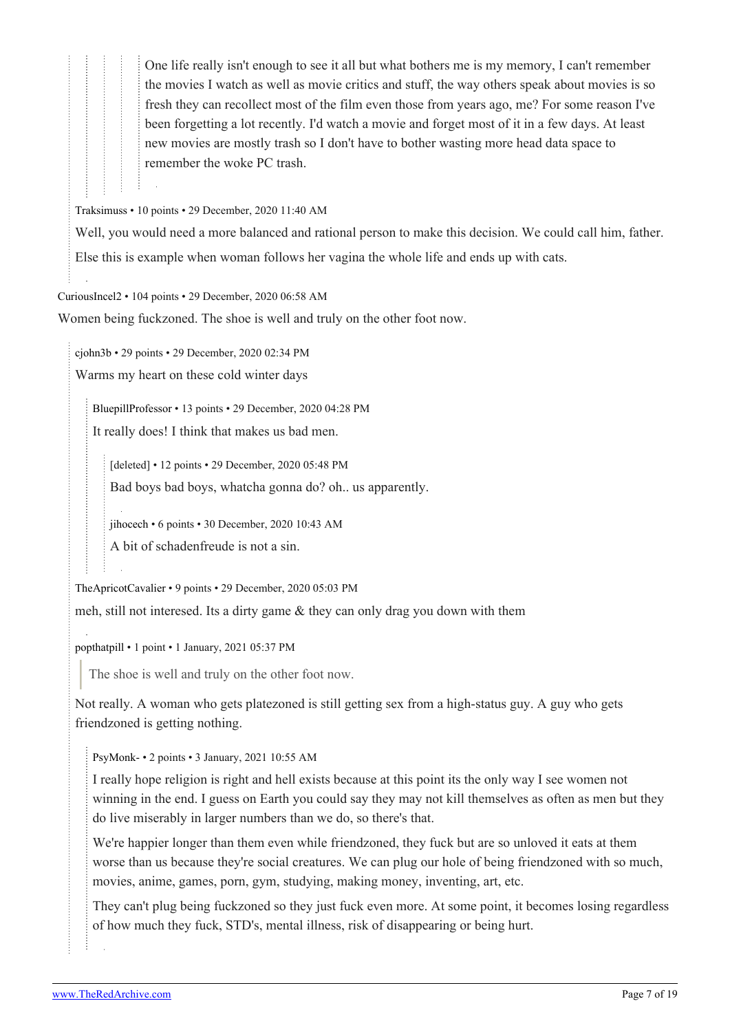One life really isn't enough to see it all but what bothers me is my memory, I can't remember the movies I watch as well as movie critics and stuff, the way others speak about movies is so fresh they can recollect most of the film even those from years ago, me? For some reason I've been forgetting a lot recently. I'd watch a movie and forget most of it in a few days. At least new movies are mostly trash so I don't have to bother wasting more head data space to remember the woke PC trash.

Traksimuss • 10 points • 29 December, 2020 11:40 AM

Well, you would need a more balanced and rational person to make this decision. We could call him, father.

Else this is example when woman follows her vagina the whole life and ends up with cats.

CuriousIncel2 • 104 points • 29 December, 2020 06:58 AM

Women being fuckzoned. The shoe is well and truly on the other foot now.

cjohn3b • 29 points • 29 December, 2020 02:34 PM

Warms my heart on these cold winter days

BluepillProfessor • 13 points • 29 December, 2020 04:28 PM

It really does! I think that makes us bad men.

[deleted] • 12 points • 29 December, 2020 05:48 PM

Bad boys bad boys, whatcha gonna do? oh.. us apparently.

jihocech • 6 points • 30 December, 2020 10:43 AM

A bit of schadenfreude is not a sin.

TheApricotCavalier • 9 points • 29 December, 2020 05:03 PM

meh, still not intereset. Its a dirty game & they can only drag you down with them

popthatpill • 1 point • 1 January, 2021 05:37 PM

> The shoe is well and truly on the other foot now.

Not really. A woman who gets platezoned is still getting sex from a high-status guy. A guy who gets friendzoned is getting nothing.

PsyMonk- • 2 points • 3 January, 2021 10:55 AM

I really hope religion is right and hell exists because at this point its the only way I see women not winning in the end. I guess on Earth you could say they may not kill themselves as often as men but they do live miserably in larger numbers than we do, so there's that.

We're happier longer than them even while friendzoned, they fuck but are so unloved it eats at them worse than us because they're social creatures. We can plug our hole of being friendzoned with so much, movies, anime, games, porn, gym, studying, making money, inventing, art, etc.

They can't plug being fuckzoned so they just fuck even more. At some point, it becomes losing regardless of how much they fuck, STD's, mental illness, risk of disappearing or being hurt.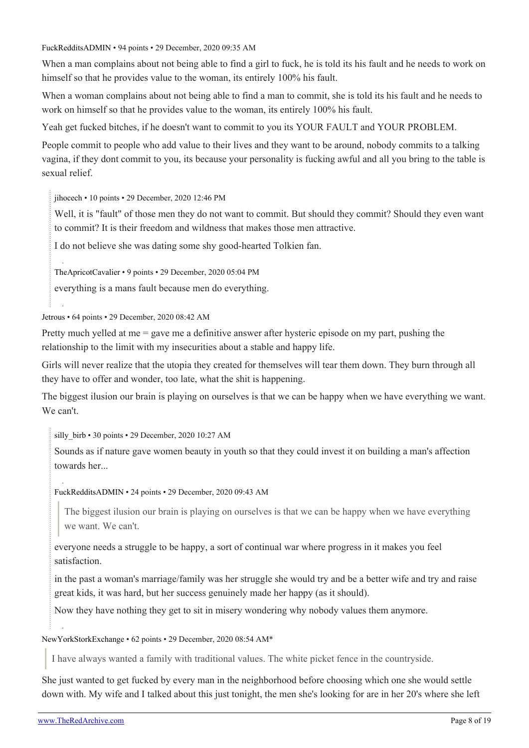FuckRedditsADMIN • 94 points • 29 December, 2020 09:35 AM

When a man complains about not being able to find a girl to fuck, he is told its his fault and he needs to work on himself so that he provides value to the woman, its entirely 100% his fault.

When a woman complains about not being able to find a man to commit, she is told its his fault and he needs to work on himself so that he provides value to the woman, its entirely 100% his fault.

Yeah get fucked bitches, if he doesn't want to commit to you its YOUR FAULT and YOUR PROBLEM.

People commit to people who add value to their lives and they want to be around, nobody commits to a talking vagina, if they dont commit to you, its because your personality is fucking awful and all you bring to the table is sexual relief.

> jihocech • 10 points • 29 December, 2020 12:46 PM
>
> Well, it is "fault" of those men they do not want to commit. But should they commit? Should they even want to commit? It is their freedom and wildness that makes those men attractive.
>
> I do not believe she was dating some shy good-hearted Tolkien fan.

> TheApricotCavalier • 9 points • 29 December, 2020 05:04 PM
>
> everything is a mans fault because men do everything.

Jetrous • 64 points • 29 December, 2020 08:42 AM

Pretty much yelled at me = gave me a definitive answer after hysteric episode on my part, pushing the relationship to the limit with my insecurities about a stable and happy life.

Girls will never realize that the utopia they created for themselves will tear them down. They burn through all they have to offer and wonder, too late, what the shit is happening.

The biggest ilusion our brain is playing on ourselves is that we can be happy when we have everything we want. We can't.

> silly_birb • 30 points • 29 December, 2020 10:27 AM
>
> Sounds as if nature gave women beauty in youth so that they could invest it on building a man's affection towards her...

> FuckRedditsADMIN • 24 points • 29 December, 2020 09:43 AM
>
> > The biggest ilusion our brain is playing on ourselves is that we can be happy when we have everything we want. We can't.
>
> everyone needs a struggle to be happy, a sort of continual war where progress in it makes you feel satisfaction.
>
> in the past a woman's marriage/family was her struggle she would try and be a better wife and try and raise great kids, it was hard, but her success genuinely made her happy (as it should).
>
> Now they have nothing they get to sit in misery wondering why nobody values them anymore.

NewYorkStorkExchange • 62 points • 29 December, 2020 08:54 AM*

> I have always wanted a family with traditional values. The white picket fence in the countryside.

She just wanted to get fucked by every man in the neighborhood before choosing which one she would settle down with. My wife and I talked about this just tonight, the men she's looking for are in her 20's where she left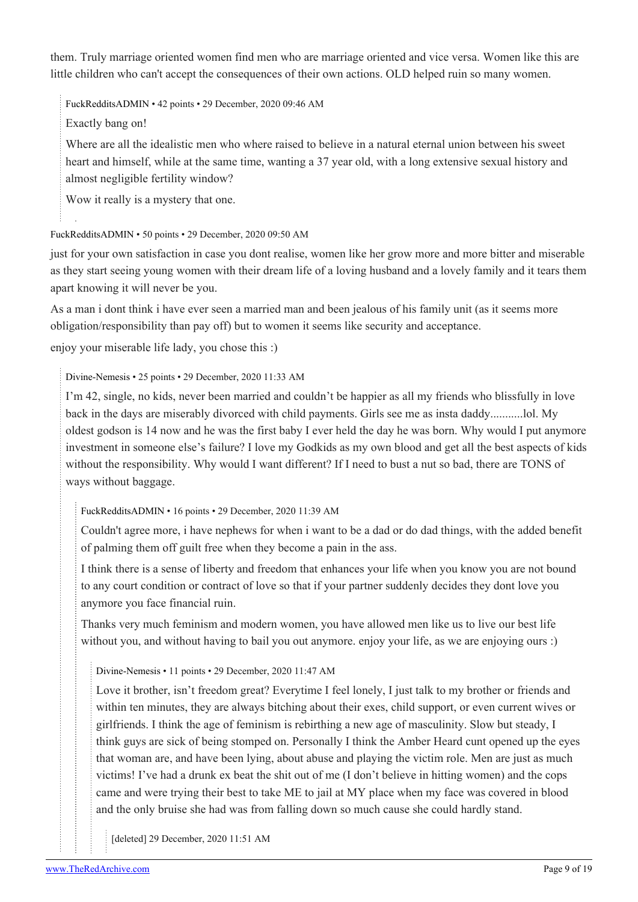them. Truly marriage oriented women find men who are marriage oriented and vice versa. Women like this are little children who can't accept the consequences of their own actions. OLD helped ruin so many women.

> FuckRedditsADMIN • 42 points • 29 December, 2020 09:46 AM
>
> Exactly bang on!
>
> Where are all the idealistic men who where raised to believe in a natural eternal union between his sweet heart and himself, while at the same time, wanting a 37 year old, with a long extensive sexual history and almost negligible fertility window?
>
> Wow it really is a mystery that one.

FuckRedditsADMIN • 50 points • 29 December, 2020 09:50 AM

just for your own satisfaction in case you dont realise, women like her grow more and more bitter and miserable as they start seeing young women with their dream life of a loving husband and a lovely family and it tears them apart knowing it will never be you.

As a man i dont think i have ever seen a married man and been jealous of his family unit (as it seems more obligation/responsibility than pay off) but to women it seems like security and acceptance.

enjoy your miserable life lady, you chose this :)

> Divine-Nemesis • 25 points • 29 December, 2020 11:33 AM
>
> I'm 42, single, no kids, never been married and couldn't be happier as all my friends who blissfully in love back in the days are miserably divorced with child payments. Girls see me as insta daddy...........lol. My oldest godson is 14 now and he was the first baby I ever held the day he was born. Why would I put anymore investment in someone else's failure? I love my Godkids as my own blood and get all the best aspects of kids without the responsibility. Why would I want different? If I need to bust a nut so bad, there are TONS of ways without baggage.
>
> > FuckRedditsADMIN • 16 points • 29 December, 2020 11:39 AM
> >
> > Couldn't agree more, i have nephews for when i want to be a dad or do dad things, with the added benefit of palming them off guilt free when they become a pain in the ass.
> >
> > I think there is a sense of liberty and freedom that enhances your life when you know you are not bound to any court condition or contract of love so that if your partner suddenly decides they dont love you anymore you face financial ruin.
> >
> > Thanks very much feminism and modern women, you have allowed men like us to live our best life without you, and without having to bail you out anymore. enjoy your life, as we are enjoying ours :)
> >
> > > Divine-Nemesis • 11 points • 29 December, 2020 11:47 AM
> > >
> > > Love it brother, isn't freedom great? Everytime I feel lonely, I just talk to my brother or friends and within ten minutes, they are always bitching about their exes, child support, or even current wives or girlfriends. I think the age of feminism is rebirthing a new age of masculinity. Slow but steady, I think guys are sick of being stomped on. Personally I think the Amber Heard cunt opened up the eyes that woman are, and have been lying, about abuse and playing the victim role. Men are just as much victims! I've had a drunk ex beat the shit out of me (I don't believe in hitting women) and the cops came and were trying their best to take ME to jail at MY place when my face was covered in blood and the only bruise she had was from falling down so much cause she could hardly stand.
> > >
> > > > [deleted] 29 December, 2020 11:51 AM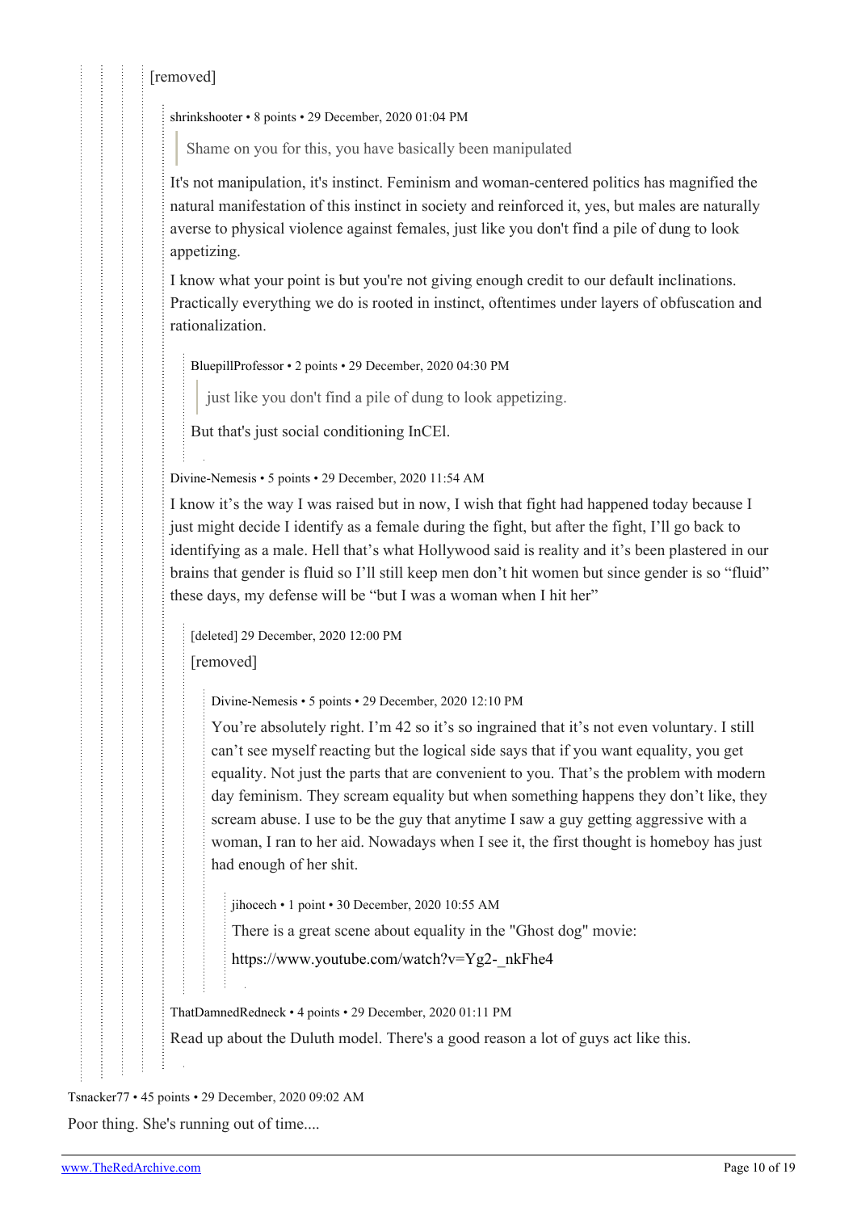[removed]

shrinkshooter • 8 points • 29 December, 2020 01:04 PM

> Shame on you for this, you have basically been manipulated

It's not manipulation, it's instinct. Feminism and woman-centered politics has magnified the natural manifestation of this instinct in society and reinforced it, yes, but males are naturally averse to physical violence against females, just like you don't find a pile of dung to look appetizing.

I know what your point is but you're not giving enough credit to our default inclinations. Practically everything we do is rooted in instinct, oftentimes under layers of obfuscation and rationalization.

BluepillProfessor • 2 points • 29 December, 2020 04:30 PM

> just like you don't find a pile of dung to look appetizing.

But that's just social conditioning InCEl.

Divine-Nemesis • 5 points • 29 December, 2020 11:54 AM

I know it's the way I was raised but in now, I wish that fight had happened today because I just might decide I identify as a female during the fight, but after the fight, I'll go back to identifying as a male. Hell that's what Hollywood said is reality and it's been plastered in our brains that gender is fluid so I'll still keep men don't hit women but since gender is so "fluid" these days, my defense will be "but I was a woman when I hit her"

[deleted] 29 December, 2020 12:00 PM

[removed]

Divine-Nemesis • 5 points • 29 December, 2020 12:10 PM

You're absolutely right. I'm 42 so it's so ingrained that it's not even voluntary. I still can't see myself reacting but the logical side says that if you want equality, you get equality. Not just the parts that are convenient to you. That's the problem with modern day feminism. They scream equality but when something happens they don't like, they scream abuse. I use to be the guy that anytime I saw a guy getting aggressive with a woman, I ran to her aid. Nowadays when I see it, the first thought is homeboy has just had enough of her shit.

jihocech • 1 point • 30 December, 2020 10:55 AM

There is a great scene about equality in the "Ghost dog" movie:

https://www.youtube.com/watch?v=Yg2-_nkFhe4

ThatDamnedRedneck • 4 points • 29 December, 2020 01:11 PM

Read up about the Duluth model. There's a good reason a lot of guys act like this.

Tsnacker77 • 45 points • 29 December, 2020 09:02 AM

Poor thing. She's running out of time....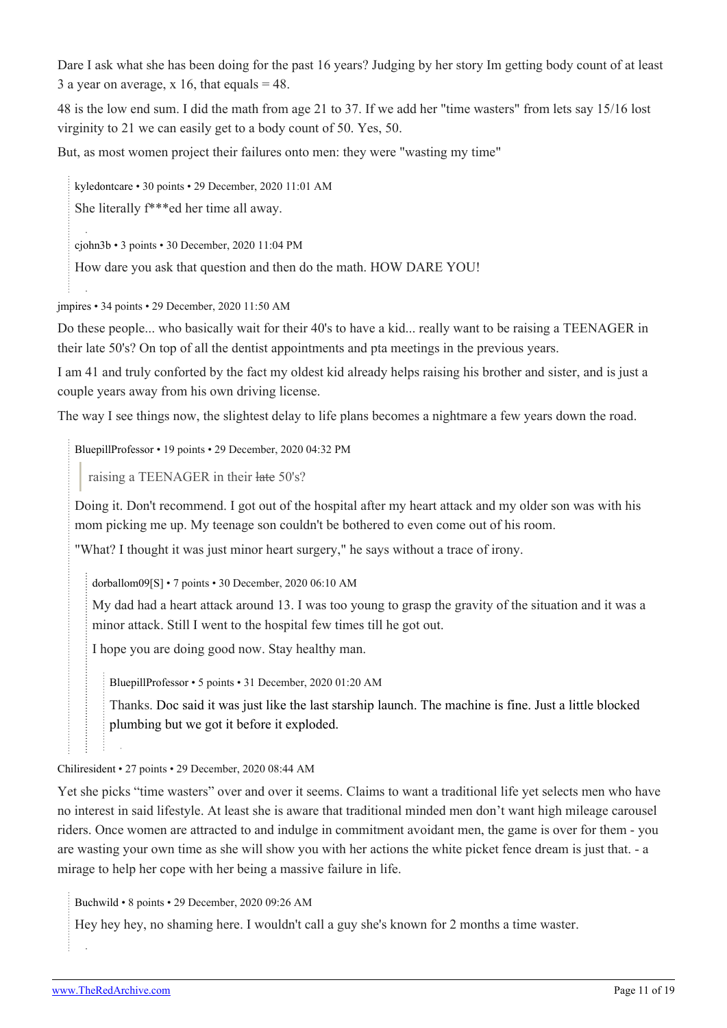Dare I ask what she has been doing for the past 16 years? Judging by her story Im getting body count of at least 3 a year on average, x 16, that equals = 48.

48 is the low end sum. I did the math from age 21 to 37. If we add her "time wasters" from lets say 15/16 lost virginity to 21 we can easily get to a body count of 50. Yes, 50.

But, as most women project their failures onto men: they were "wasting my time"

> kyledontcare • 30 points • 29 December, 2020 11:01 AM
>
> She literally f***ed her time all away.
>
> cjohn3b • 3 points • 30 December, 2020 11:04 PM
>
> How dare you ask that question and then do the math. HOW DARE YOU!

jmpires • 34 points • 29 December, 2020 11:50 AM

Do these people... who basically wait for their 40's to have a kid... really want to be raising a TEENAGER in their late 50's? On top of all the dentist appointments and pta meetings in the previous years.

I am 41 and truly conforted by the fact my oldest kid already helps raising his brother and sister, and is just a couple years away from his own driving license.

The way I see things now, the slightest delay to life plans becomes a nightmare a few years down the road.

> BluepillProfessor • 19 points • 29 December, 2020 04:32 PM
>
> > raising a TEENAGER in their ~~late~~ 50's?
>
> Doing it. Don't recommend. I got out of the hospital after my heart attack and my older son was with his mom picking me up. My teenage son couldn't be bothered to even come out of his room.
>
> "What? I thought it was just minor heart surgery," he says without a trace of irony.
>
> > dorballom09[S] • 7 points • 30 December, 2020 06:10 AM
> >
> > My dad had a heart attack around 13. I was too young to grasp the gravity of the situation and it was a minor attack. Still I went to the hospital few times till he got out.
> >
> > I hope you are doing good now. Stay healthy man.
> >
> > > BluepillProfessor • 5 points • 31 December, 2020 01:20 AM
> > >
> > > Thanks. Doc said it was just like the last starship launch. The machine is fine. Just a little blocked plumbing but we got it before it exploded.

Chiliresident • 27 points • 29 December, 2020 08:44 AM

Yet she picks "time wasters" over and over it seems. Claims to want a traditional life yet selects men who have no interest in said lifestyle. At least she is aware that traditional minded men don't want high mileage carousel riders. Once women are attracted to and indulge in commitment avoidant men, the game is over for them - you are wasting your own time as she will show you with her actions the white picket fence dream is just that. - a mirage to help her cope with her being a massive failure in life.

> Buchwild • 8 points • 29 December, 2020 09:26 AM
>
> Hey hey hey, no shaming here. I wouldn't call a guy she's known for 2 months a time waster.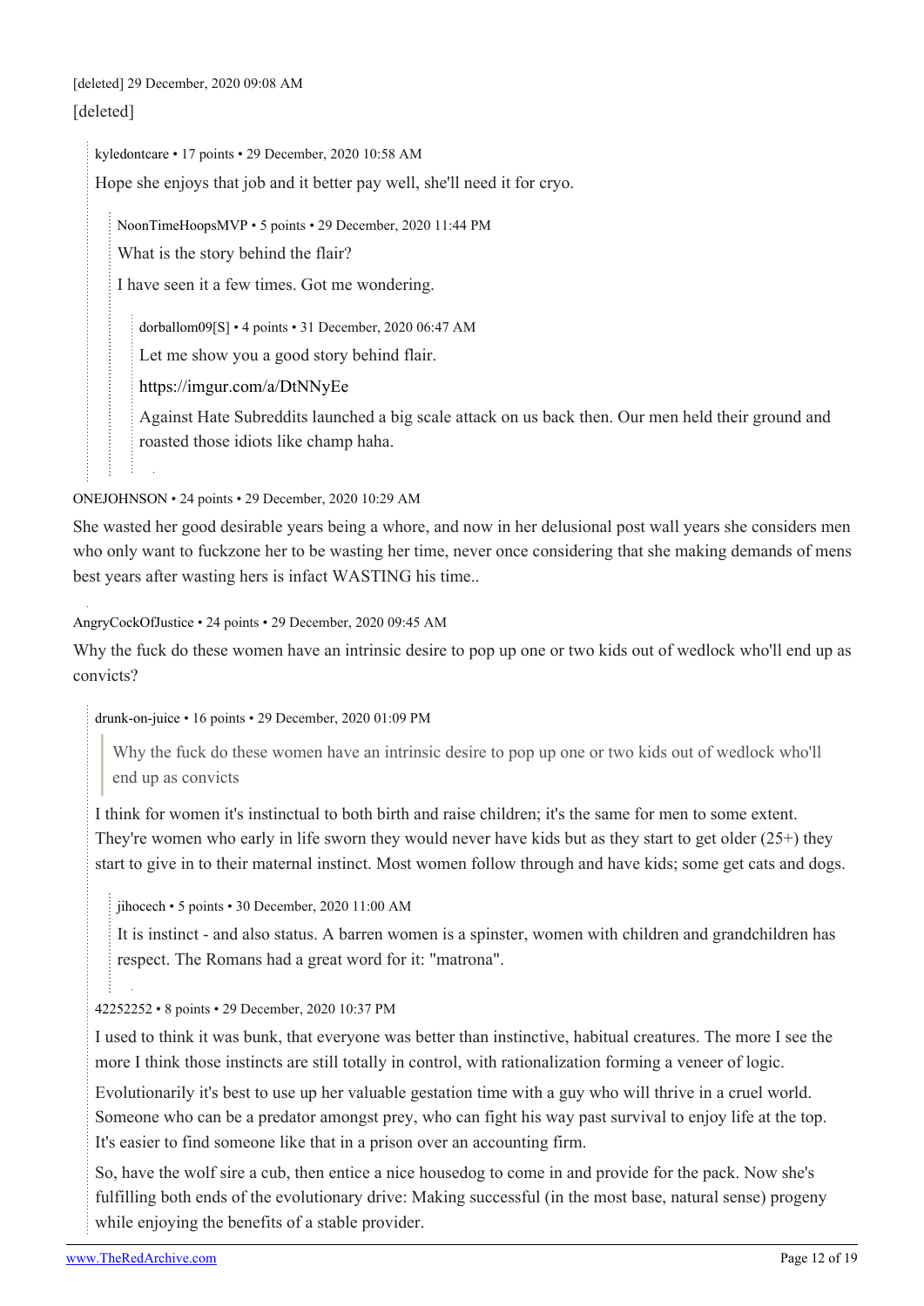[deleted] 29 December, 2020 09:08 AM

[deleted]

> kyledontcare • 17 points • 29 December, 2020 10:58 AM
>
> Hope she enjoys that job and it better pay well, she'll need it for cryo.
>
> > NoonTimeHoopsMVP • 5 points • 29 December, 2020 11:44 PM
> >
> > What is the story behind the flair?
> >
> > I have seen it a few times. Got me wondering.
> >
> > > dorballom09[S] • 4 points • 31 December, 2020 06:47 AM
> > >
> > > Let me show you a good story behind flair.
> > >
> > > https://imgur.com/a/DtNNyEe
> > >
> > > Against Hate Subreddits launched a big scale attack on us back then. Our men held their ground and roasted those idiots like champ haha.

ONEJOHNSON • 24 points • 29 December, 2020 10:29 AM

She wasted her good desirable years being a whore, and now in her delusional post wall years she considers men who only want to fuckzone her to be wasting her time, never once considering that she making demands of mens best years after wasting hers is infact WASTING his time..

AngryCockOfJustice • 24 points • 29 December, 2020 09:45 AM

Why the fuck do these women have an intrinsic desire to pop up one or two kids out of wedlock who'll end up as convicts?

> drunk-on-juice • 16 points • 29 December, 2020 01:09 PM
>
> > Why the fuck do these women have an intrinsic desire to pop up one or two kids out of wedlock who'll end up as convicts
>
> I think for women it's instinctual to both birth and raise children; it's the same for men to some extent. They're women who early in life sworn they would never have kids but as they start to get older (25+) they start to give in to their maternal instinct. Most women follow through and have kids; some get cats and dogs.
>
> > jihocech • 5 points • 30 December, 2020 11:00 AM
> >
> > It is instinct - and also status. A barren women is a spinster, women with children and grandchildren has respect. The Romans had a great word for it: "matrona".
>
> 42252252 • 8 points • 29 December, 2020 10:37 PM
>
> I used to think it was bunk, that everyone was better than instinctive, habitual creatures. The more I see the more I think those instincts are still totally in control, with rationalization forming a veneer of logic.
>
> Evolutionarily it's best to use up her valuable gestation time with a guy who will thrive in a cruel world. Someone who can be a predator amongst prey, who can fight his way past survival to enjoy life at the top. It's easier to find someone like that in a prison over an accounting firm.
>
> So, have the wolf sire a cub, then entice a nice housedog to come in and provide for the pack. Now she's fulfilling both ends of the evolutionary drive: Making successful (in the most base, natural sense) progeny while enjoying the benefits of a stable provider.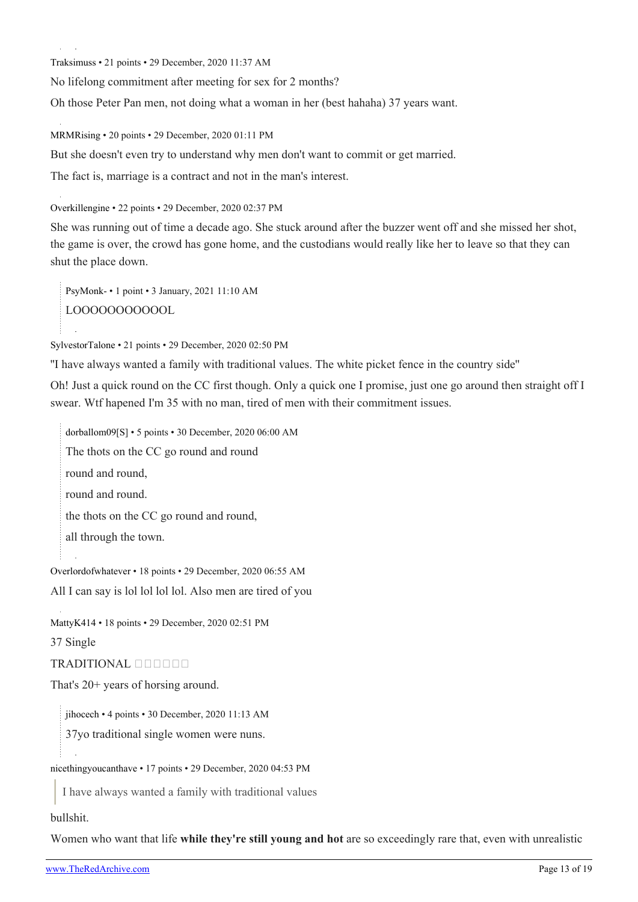Traksimuss • 21 points • 29 December, 2020 11:37 AM

No lifelong commitment after meeting for sex for 2 months?

Oh those Peter Pan men, not doing what a woman in her (best hahaha) 37 years want.

MRMRising • 20 points • 29 December, 2020 01:11 PM

But she doesn't even try to understand why men don't want to commit or get married.

The fact is, marriage is a contract and not in the man's interest.

Overkillengine • 22 points • 29 December, 2020 02:37 PM

She was running out of time a decade ago. She stuck around after the buzzer went off and she missed her shot, the game is over, the crowd has gone home, and the custodians would really like her to leave so that they can shut the place down.

> PsyMonk- • 1 point • 3 January, 2021 11:10 AM
>
> LOOOOOOOOOOOL

SylvestorTalone • 21 points • 29 December, 2020 02:50 PM

"I have always wanted a family with traditional values. The white picket fence in the country side"

Oh! Just a quick round on the CC first though. Only a quick one I promise, just one go around then straight off I swear. Wtf hapened I'm 35 with no man, tired of men with their commitment issues.

> dorballom09[S] • 5 points • 30 December, 2020 06:00 AM
>
> The thots on the CC go round and round
>
> round and round,
>
> round and round.
>
> the thots on the CC go round and round,
>
> all through the town.

Overlordofwhatever • 18 points • 29 December, 2020 06:55 AM

All I can say is lol lol lol lol. Also men are tired of you

MattyK414 • 18 points • 29 December, 2020 02:51 PM

37 Single

TRADITIONAL □□□□□□

That's 20+ years of horsing around.

> jihocech • 4 points • 30 December, 2020 11:13 AM
>
> 37yo traditional single women were nuns.

nicethingyoucanthave • 17 points • 29 December, 2020 04:53 PM

> I have always wanted a family with traditional values

bullshit.

Women who want that life **while they're still young and hot** are so exceedingly rare that, even with unrealistic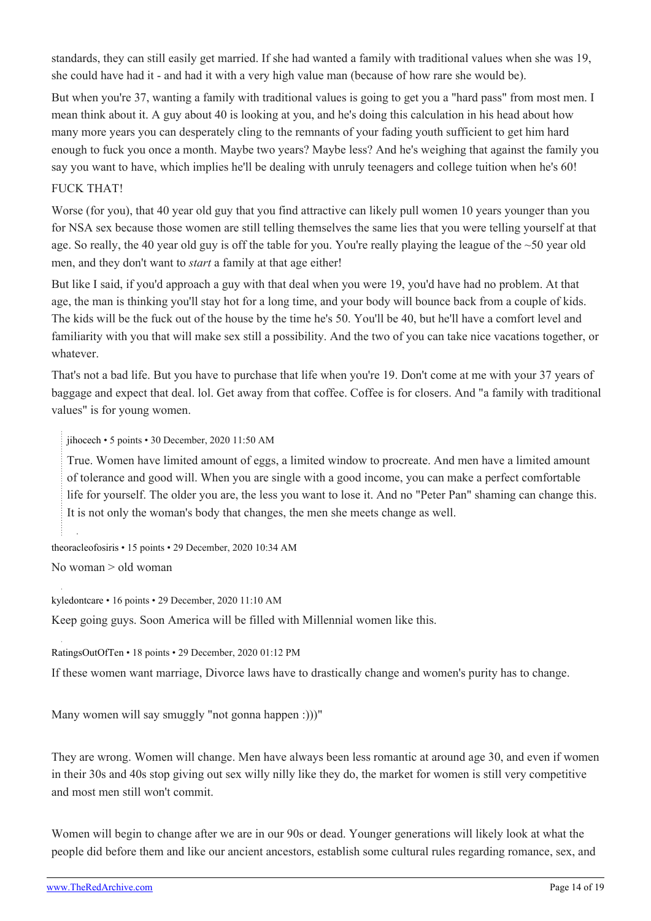standards, they can still easily get married. If she had wanted a family with traditional values when she was 19, she could have had it - and had it with a very high value man (because of how rare she would be).

But when you're 37, wanting a family with traditional values is going to get you a "hard pass" from most men. I mean think about it. A guy about 40 is looking at you, and he's doing this calculation in his head about how many more years you can desperately cling to the remnants of your fading youth sufficient to get him hard enough to fuck you once a month. Maybe two years? Maybe less? And he's weighing that against the family you say you want to have, which implies he'll be dealing with unruly teenagers and college tuition when he's 60!

FUCK THAT!

Worse (for you), that 40 year old guy that you find attractive can likely pull women 10 years younger than you for NSA sex because those women are still telling themselves the same lies that you were telling yourself at that age. So really, the 40 year old guy is off the table for you. You're really playing the league of the ~50 year old men, and they don't want to *start* a family at that age either!

But like I said, if you'd approach a guy with that deal when you were 19, you'd have had no problem. At that age, the man is thinking you'll stay hot for a long time, and your body will bounce back from a couple of kids. The kids will be the fuck out of the house by the time he's 50. You'll be 40, but he'll have a comfort level and familiarity with you that will make sex still a possibility. And the two of you can take nice vacations together, or whatever.

That's not a bad life. But you have to purchase that life when you're 19. Don't come at me with your 37 years of baggage and expect that deal. lol. Get away from that coffee. Coffee is for closers. And "a family with traditional values" is for young women.

> jihocech • 5 points • 30 December, 2020 11:50 AM
>
> True. Women have limited amount of eggs, a limited window to procreate. And men have a limited amount of tolerance and good will. When you are single with a good income, you can make a perfect comfortable life for yourself. The older you are, the less you want to lose it. And no "Peter Pan" shaming can change this. It is not only the woman's body that changes, the men she meets change as well.

theoracleofosiris • 15 points • 29 December, 2020 10:34 AM

No woman > old woman

kyledontcare • 16 points • 29 December, 2020 11:10 AM

Keep going guys. Soon America will be filled with Millennial women like this.

RatingsOutOfTen • 18 points • 29 December, 2020 01:12 PM

If these women want marriage, Divorce laws have to drastically change and women's purity has to change.

Many women will say smuggly "not gonna happen :)))"

They are wrong. Women will change. Men have always been less romantic at around age 30, and even if women in their 30s and 40s stop giving out sex willy nilly like they do, the market for women is still very competitive and most men still won't commit.

Women will begin to change after we are in our 90s or dead. Younger generations will likely look at what the people did before them and like our ancient ancestors, establish some cultural rules regarding romance, sex, and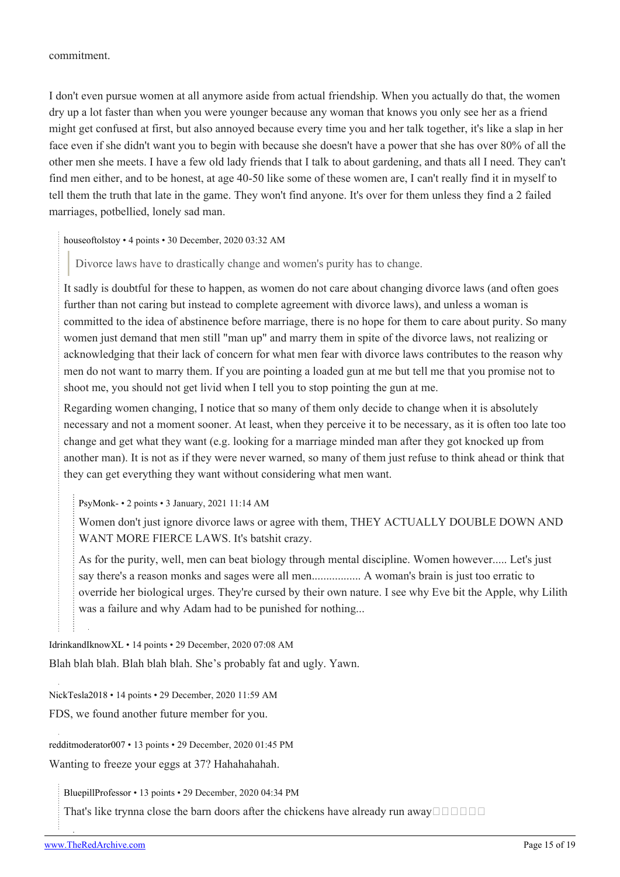commitment.

I don't even pursue women at all anymore aside from actual friendship. When you actually do that, the women dry up a lot faster than when you were younger because any woman that knows you only see her as a friend might get confused at first, but also annoyed because every time you and her talk together, it's like a slap in her face even if she didn't want you to begin with because she doesn't have a power that she has over 80% of all the other men she meets. I have a few old lady friends that I talk to about gardening, and thats all I need. They can't find men either, and to be honest, at age 40-50 like some of these women are, I can't really find it in myself to tell them the truth that late in the game. They won't find anyone. It's over for them unless they find a 2 failed marriages, potbellied, lonely sad man.

houseoftolstoy • 4 points • 30 December, 2020 03:32 AM

> Divorce laws have to drastically change and women's purity has to change.

It sadly is doubtful for these to happen, as women do not care about changing divorce laws (and often goes further than not caring but instead to complete agreement with divorce laws), and unless a woman is committed to the idea of abstinence before marriage, there is no hope for them to care about purity. So many women just demand that men still "man up" and marry them in spite of the divorce laws, not realizing or acknowledging that their lack of concern for what men fear with divorce laws contributes to the reason why men do not want to marry them. If you are pointing a loaded gun at me but tell me that you promise not to shoot me, you should not get livid when I tell you to stop pointing the gun at me.

Regarding women changing, I notice that so many of them only decide to change when it is absolutely necessary and not a moment sooner. At least, when they perceive it to be necessary, as it is often too late too change and get what they want (e.g. looking for a marriage minded man after they got knocked up from another man). It is not as if they were never warned, so many of them just refuse to think ahead or think that they can get everything they want without considering what men want.

PsyMonk- • 2 points • 3 January, 2021 11:14 AM

Women don't just ignore divorce laws or agree with them, THEY ACTUALLY DOUBLE DOWN AND WANT MORE FIERCE LAWS. It's batshit crazy.

As for the purity, well, men can beat biology through mental discipline. Women however..... Let's just say there's a reason monks and sages were all men................. A woman's brain is just too erratic to override her biological urges. They're cursed by their own nature. I see why Eve bit the Apple, why Lilith was a failure and why Adam had to be punished for nothing...

IdrinkandIknowXL • 14 points • 29 December, 2020 07:08 AM

Blah blah blah. Blah blah blah. She's probably fat and ugly. Yawn.

NickTesla2018 • 14 points • 29 December, 2020 11:59 AM

FDS, we found another future member for you.

redditmoderator007 • 13 points • 29 December, 2020 01:45 PM

Wanting to freeze your eggs at 37? Hahahahahah.

BluepillProfessor • 13 points • 29 December, 2020 04:34 PM

That's like trynna close the barn doors after the chickens have already run away□□□□□□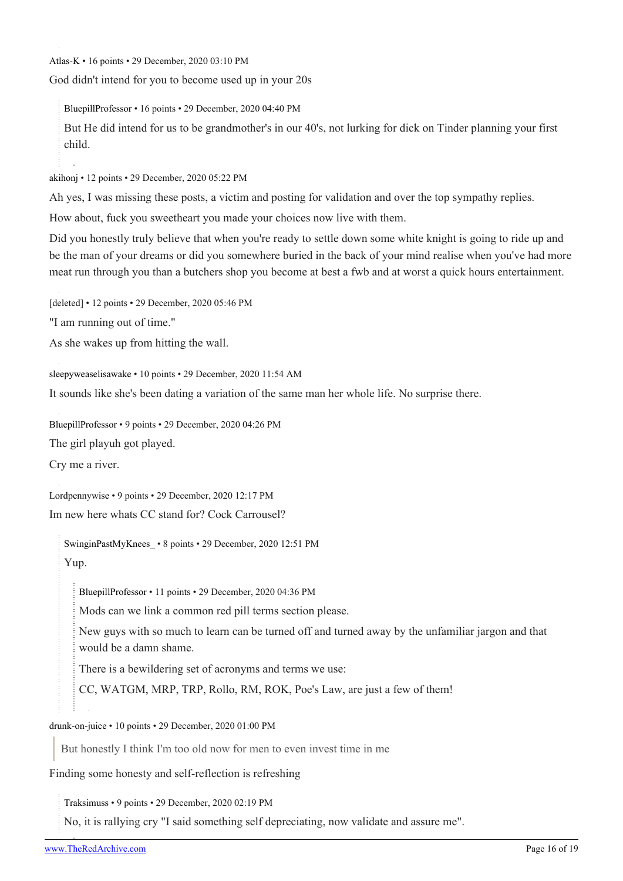Atlas-K • 16 points • 29 December, 2020 03:10 PM

God didn't intend for you to become used up in your 20s

> BluepillProfessor • 16 points • 29 December, 2020 04:40 PM
>
> But He did intend for us to be grandmother's in our 40's, not lurking for dick on Tinder planning your first child.

akihonj • 12 points • 29 December, 2020 05:22 PM

Ah yes, I was missing these posts, a victim and posting for validation and over the top sympathy replies.

How about, fuck you sweetheart you made your choices now live with them.

Did you honestly truly believe that when you're ready to settle down some white knight is going to ride up and be the man of your dreams or did you somewhere buried in the back of your mind realise when you've had more meat run through you than a butchers shop you become at best a fwb and at worst a quick hours entertainment.

[deleted] • 12 points • 29 December, 2020 05:46 PM

"I am running out of time."

As she wakes up from hitting the wall.

sleepyweaselisawake • 10 points • 29 December, 2020 11:54 AM

It sounds like she's been dating a variation of the same man her whole life. No surprise there.

BluepillProfessor • 9 points • 29 December, 2020 04:26 PM

The girl playuh got played.

Cry me a river.

Lordpennywise • 9 points • 29 December, 2020 12:17 PM

Im new here whats CC stand for? Cock Carrousel?

> SwinginPastMyKnees_ • 8 points • 29 December, 2020 12:51 PM
>
> Yup.
>
> > BluepillProfessor • 11 points • 29 December, 2020 04:36 PM
> >
> > Mods can we link a common red pill terms section please.
> >
> > New guys with so much to learn can be turned off and turned away by the unfamiliar jargon and that would be a damn shame.
> >
> > There is a bewildering set of acronyms and terms we use:
> >
> > CC, WATGM, MRP, TRP, Rollo, RM, ROK, Poe's Law, are just a few of them!

drunk-on-juice • 10 points • 29 December, 2020 01:00 PM

> But honestly I think I'm too old now for men to even invest time in me

Finding some honesty and self-reflection is refreshing

> Traksimuss • 9 points • 29 December, 2020 02:19 PM
>
> No, it is rallying cry "I said something self depreciating, now validate and assure me".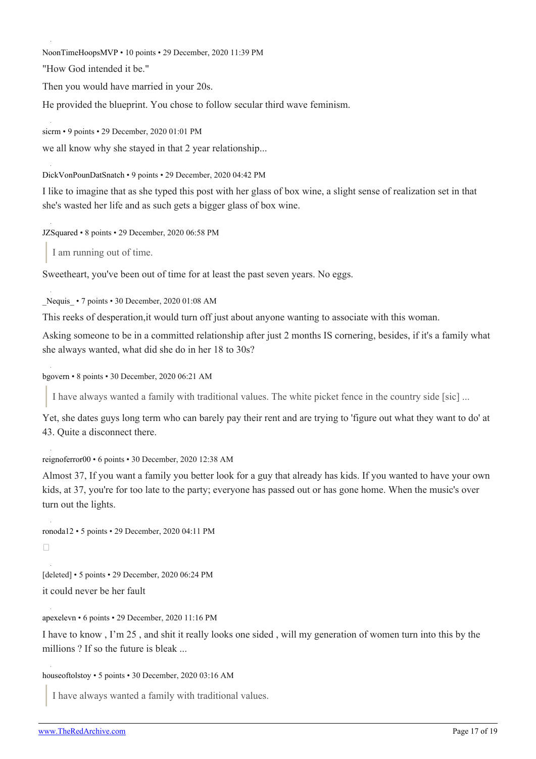NoonTimeHoopsMVP • 10 points • 29 December, 2020 11:39 PM

"How God intended it be."

Then you would have married in your 20s.

He provided the blueprint. You chose to follow secular third wave feminism.

sicrm • 9 points • 29 December, 2020 01:01 PM

we all know why she stayed in that 2 year relationship...

DickVonPounDatSnatch • 9 points • 29 December, 2020 04:42 PM

I like to imagine that as she typed this post with her glass of box wine, a slight sense of realization set in that she's wasted her life and as such gets a bigger glass of box wine.

JZSquared • 8 points • 29 December, 2020 06:58 PM

> I am running out of time.

Sweetheart, you've been out of time for at least the past seven years. No eggs.

_Nequis_ • 7 points • 30 December, 2020 01:08 AM

This reeks of desperation,it would turn off just about anyone wanting to associate with this woman.

Asking someone to be in a committed relationship after just 2 months IS cornering, besides, if it's a family what she always wanted, what did she do in her 18 to 30s?

bgovern • 8 points • 30 December, 2020 06:21 AM

> I have always wanted a family with traditional values. The white picket fence in the country side [sic] ...

Yet, she dates guys long term who can barely pay their rent and are trying to 'figure out what they want to do' at 43. Quite a disconnect there.

reignoferror00 • 6 points • 30 December, 2020 12:38 AM

Almost 37, If you want a family you better look for a guy that already has kids. If you wanted to have your own kids, at 37, you're for too late to the party; everyone has passed out or has gone home. When the music's over turn out the lights.

ronoda12 • 5 points • 29 December, 2020 04:11 PM

[deleted] • 5 points • 29 December, 2020 06:24 PM

it could never be her fault

apexelevn • 6 points • 29 December, 2020 11:16 PM

I have to know , I'm 25 , and shit it really looks one sided , will my generation of women turn into this by the millions ? If so the future is bleak ...

houseoftolstoy • 5 points • 30 December, 2020 03:16 AM

> I have always wanted a family with traditional values.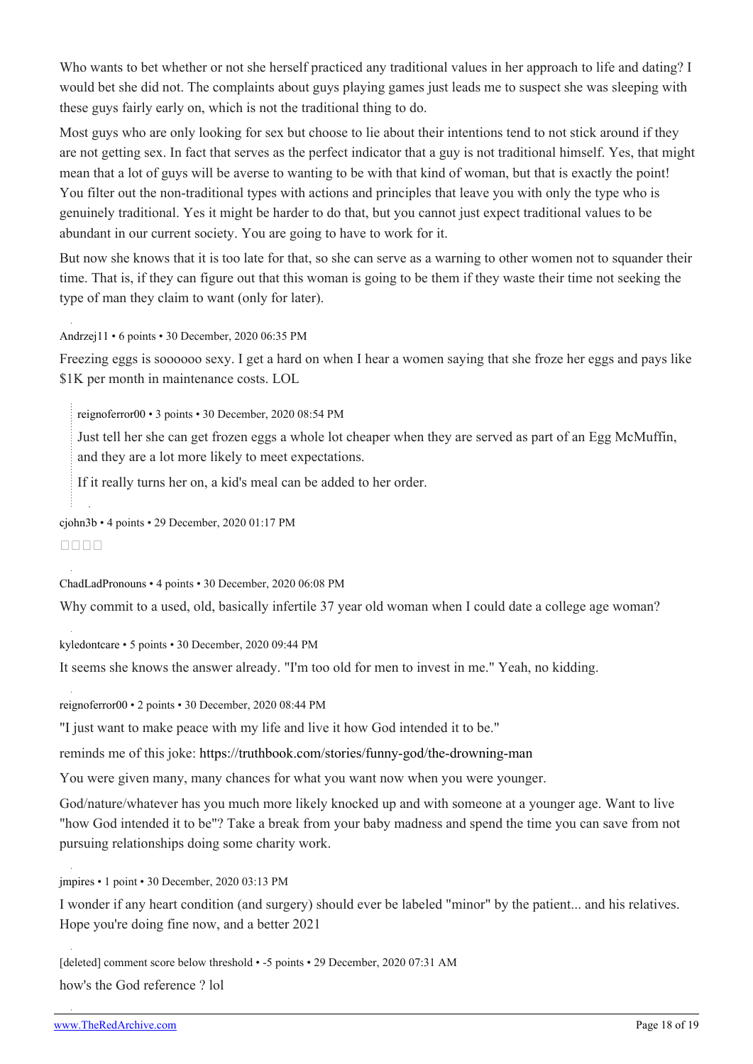Who wants to bet whether or not she herself practiced any traditional values in her approach to life and dating? I would bet she did not. The complaints about guys playing games just leads me to suspect she was sleeping with these guys fairly early on, which is not the traditional thing to do.

Most guys who are only looking for sex but choose to lie about their intentions tend to not stick around if they are not getting sex. In fact that serves as the perfect indicator that a guy is not traditional himself. Yes, that might mean that a lot of guys will be averse to wanting to be with that kind of woman, but that is exactly the point! You filter out the non-traditional types with actions and principles that leave you with only the type who is genuinely traditional. Yes it might be harder to do that, but you cannot just expect traditional values to be abundant in our current society. You are going to have to work for it.

But now she knows that it is too late for that, so she can serve as a warning to other women not to squander their time. That is, if they can figure out that this woman is going to be them if they waste their time not seeking the type of man they claim to want (only for later).

Andrzej11 • 6 points • 30 December, 2020 06:35 PM

Freezing eggs is soooooo sexy. I get a hard on when I hear a women saying that she froze her eggs and pays like $1K per month in maintenance costs. LOL

> reignoferror00 • 3 points • 30 December, 2020 08:54 PM
>
> Just tell her she can get frozen eggs a whole lot cheaper when they are served as part of an Egg McMuffin, and they are a lot more likely to meet expectations.
>
> If it really turns her on, a kid's meal can be added to her order.

cjohn3b • 4 points • 29 December, 2020 01:17 PM

□□□□

ChadLadPronouns • 4 points • 30 December, 2020 06:08 PM

Why commit to a used, old, basically infertile 37 year old woman when I could date a college age woman?

kyledontcare • 5 points • 30 December, 2020 09:44 PM

It seems she knows the answer already. "I'm too old for men to invest in me." Yeah, no kidding.

reignoferror00 • 2 points • 30 December, 2020 08:44 PM

"I just want to make peace with my life and live it how God intended it to be."

reminds me of this joke: https://truthbook.com/stories/funny-god/the-drowning-man

You were given many, many chances for what you want now when you were younger.

God/nature/whatever has you much more likely knocked up and with someone at a younger age. Want to live "how God intended it to be"? Take a break from your baby madness and spend the time you can save from not pursuing relationships doing some charity work.

jmpires • 1 point • 30 December, 2020 03:13 PM

I wonder if any heart condition (and surgery) should ever be labeled "minor" by the patient... and his relatives. Hope you're doing fine now, and a better 2021

[deleted] comment score below threshold • -5 points • 29 December, 2020 07:31 AM

how's the God reference ? lol